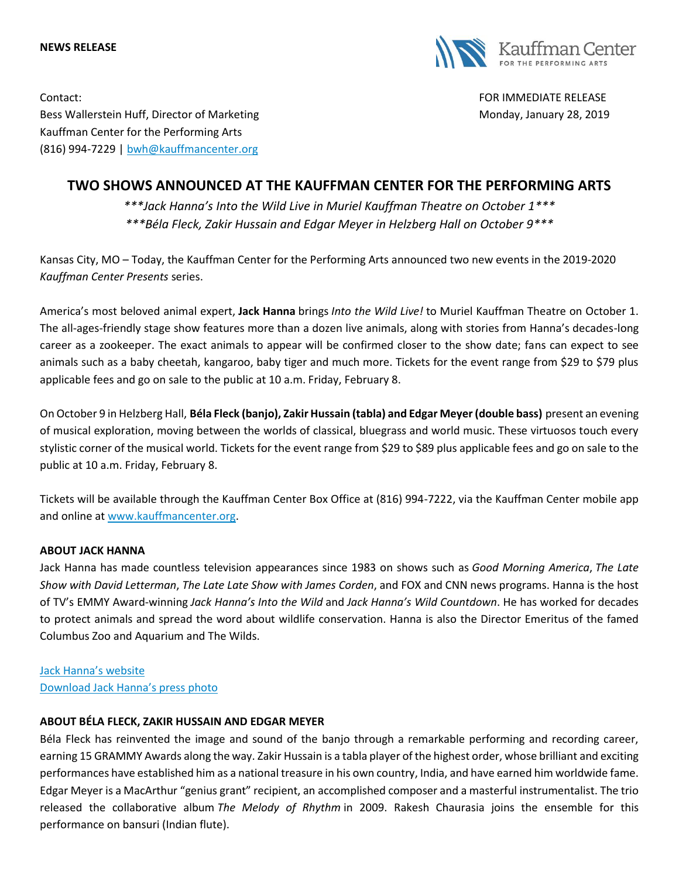**NEWS RELEASE**

Kauffman Center FOR THE PERFORMING ARTS

Contact:
Bess Wallerstein Huff, Director of Marketing
Kauffman Center for the Performing Arts
(816) 994-7229 | bwh@kauffmancenter.org

FOR IMMEDIATE RELEASE
Monday, January 28, 2019

# TWO SHOWS ANNOUNCED AT THE KAUFFMAN CENTER FOR THE PERFORMING ARTS

****Jack Hanna's Into the Wild Live in Muriel Kauffman Theatre on October 1****
****Béla Fleck, Zakir Hussain and Edgar Meyer in Helzberg Hall on October 9****

Kansas City, MO – Today, the Kauffman Center for the Performing Arts announced two new events in the 2019-2020 *Kauffman Center Presents* series.

America's most beloved animal expert, **Jack Hanna** brings *Into the Wild Live!* to Muriel Kauffman Theatre on October 1. The all-ages-friendly stage show features more than a dozen live animals, along with stories from Hanna's decades-long career as a zookeeper. The exact animals to appear will be confirmed closer to the show date; fans can expect to see animals such as a baby cheetah, kangaroo, baby tiger and much more. Tickets for the event range from $29 to $79 plus applicable fees and go on sale to the public at 10 a.m. Friday, February 8.

On October 9 in Helzberg Hall, **Béla Fleck (banjo), Zakir Hussain (tabla) and Edgar Meyer (double bass)** present an evening of musical exploration, moving between the worlds of classical, bluegrass and world music. These virtuosos touch every stylistic corner of the musical world. Tickets for the event range from $29 to $89 plus applicable fees and go on sale to the public at 10 a.m. Friday, February 8.

Tickets will be available through the Kauffman Center Box Office at (816) 994-7222, via the Kauffman Center mobile app and online at www.kauffmancenter.org.

**ABOUT JACK HANNA**

Jack Hanna has made countless television appearances since 1983 on shows such as *Good Morning America*, *The Late Show with David Letterman*, *The Late Late Show with James Corden*, and FOX and CNN news programs. Hanna is the host of TV's EMMY Award-winning *Jack Hanna's Into the Wild* and *Jack Hanna's Wild Countdown*. He has worked for decades to protect animals and spread the word about wildlife conservation. Hanna is also the Director Emeritus of the famed Columbus Zoo and Aquarium and The Wilds.

Jack Hanna's website
Download Jack Hanna's press photo

**ABOUT BÉLA FLECK, ZAKIR HUSSAIN AND EDGAR MEYER**

Béla Fleck has reinvented the image and sound of the banjo through a remarkable performing and recording career, earning 15 GRAMMY Awards along the way. Zakir Hussain is a tabla player of the highest order, whose brilliant and exciting performances have established him as a national treasure in his own country, India, and have earned him worldwide fame. Edgar Meyer is a MacArthur "genius grant" recipient, an accomplished composer and a masterful instrumentalist. The trio released the collaborative album *The Melody of Rhythm* in 2009. Rakesh Chaurasia joins the ensemble for this performance on bansuri (Indian flute).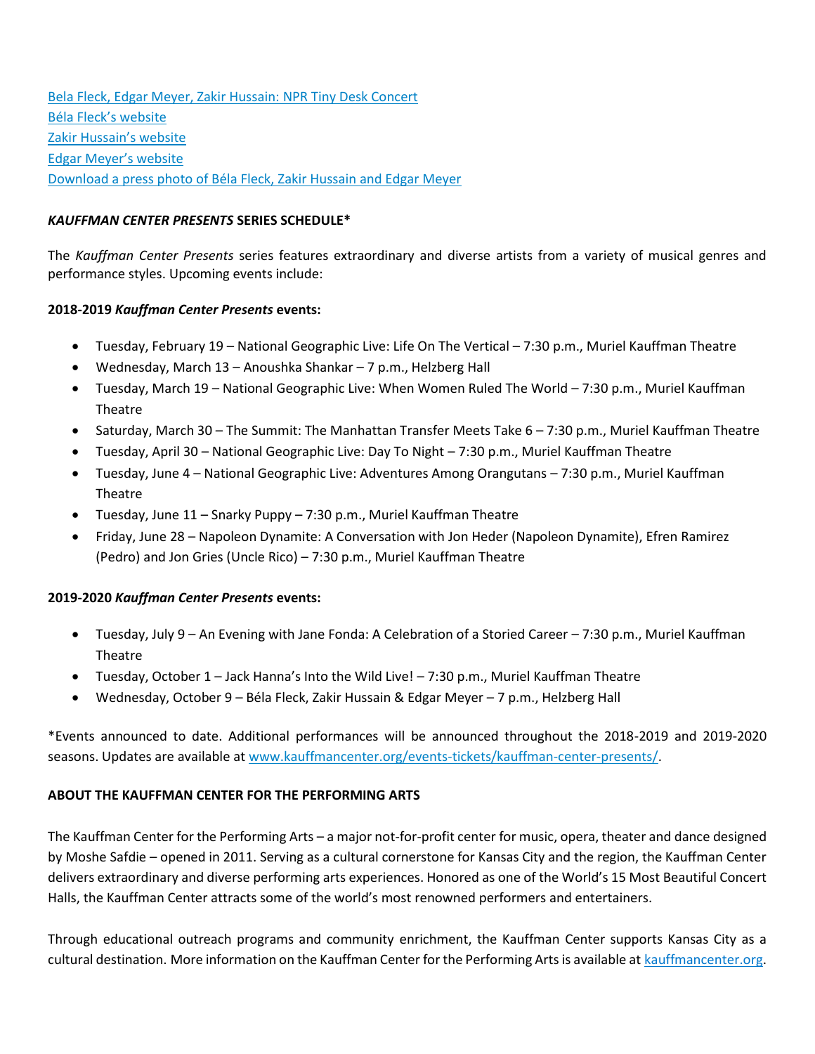[Bela Fleck, Edgar Meyer, Zakir Hussain: NPR Tiny Desk Concert](#)
[Béla Fleck's website](#)
[Zakir Hussain's website](#)
[Edgar Meyer's website](#)
[Download a press photo of Béla Fleck, Zakir Hussain and Edgar Meyer](#)

***KAUFFMAN CENTER PRESENTS* SERIES SCHEDULE***

The *Kauffman Center Presents* series features extraordinary and diverse artists from a variety of musical genres and performance styles. Upcoming events include:

**2018-2019 *Kauffman Center Presents* events:**

- Tuesday, February 19 – National Geographic Live: Life On The Vertical – 7:30 p.m., Muriel Kauffman Theatre
- Wednesday, March 13 – Anoushka Shankar – 7 p.m., Helzberg Hall
- Tuesday, March 19 – National Geographic Live: When Women Ruled The World – 7:30 p.m., Muriel Kauffman Theatre
- Saturday, March 30 – The Summit: The Manhattan Transfer Meets Take 6 – 7:30 p.m., Muriel Kauffman Theatre
- Tuesday, April 30 – National Geographic Live: Day To Night – 7:30 p.m., Muriel Kauffman Theatre
- Tuesday, June 4 – National Geographic Live: Adventures Among Orangutans – 7:30 p.m., Muriel Kauffman Theatre
- Tuesday, June 11 – Snarky Puppy – 7:30 p.m., Muriel Kauffman Theatre
- Friday, June 28 – Napoleon Dynamite: A Conversation with Jon Heder (Napoleon Dynamite), Efren Ramirez (Pedro) and Jon Gries (Uncle Rico) – 7:30 p.m., Muriel Kauffman Theatre

**2019-2020 *Kauffman Center Presents* events:**

- Tuesday, July 9 – An Evening with Jane Fonda: A Celebration of a Storied Career – 7:30 p.m., Muriel Kauffman Theatre
- Tuesday, October 1 – Jack Hanna's Into the Wild Live! – 7:30 p.m., Muriel Kauffman Theatre
- Wednesday, October 9 – Béla Fleck, Zakir Hussain & Edgar Meyer – 7 p.m., Helzberg Hall

*Events announced to date. Additional performances will be announced throughout the 2018-2019 and 2019-2020 seasons. Updates are available at [www.kauffmancenter.org/events-tickets/kauffman-center-presents/](www.kauffmancenter.org/events-tickets/kauffman-center-presents/).

**ABOUT THE KAUFFMAN CENTER FOR THE PERFORMING ARTS**

The Kauffman Center for the Performing Arts – a major not-for-profit center for music, opera, theater and dance designed by Moshe Safdie – opened in 2011. Serving as a cultural cornerstone for Kansas City and the region, the Kauffman Center delivers extraordinary and diverse performing arts experiences. Honored as one of the World's 15 Most Beautiful Concert Halls, the Kauffman Center attracts some of the world's most renowned performers and entertainers.

Through educational outreach programs and community enrichment, the Kauffman Center supports Kansas City as a cultural destination. More information on the Kauffman Center for the Performing Arts is available at [kauffmancenter.org](kauffmancenter.org).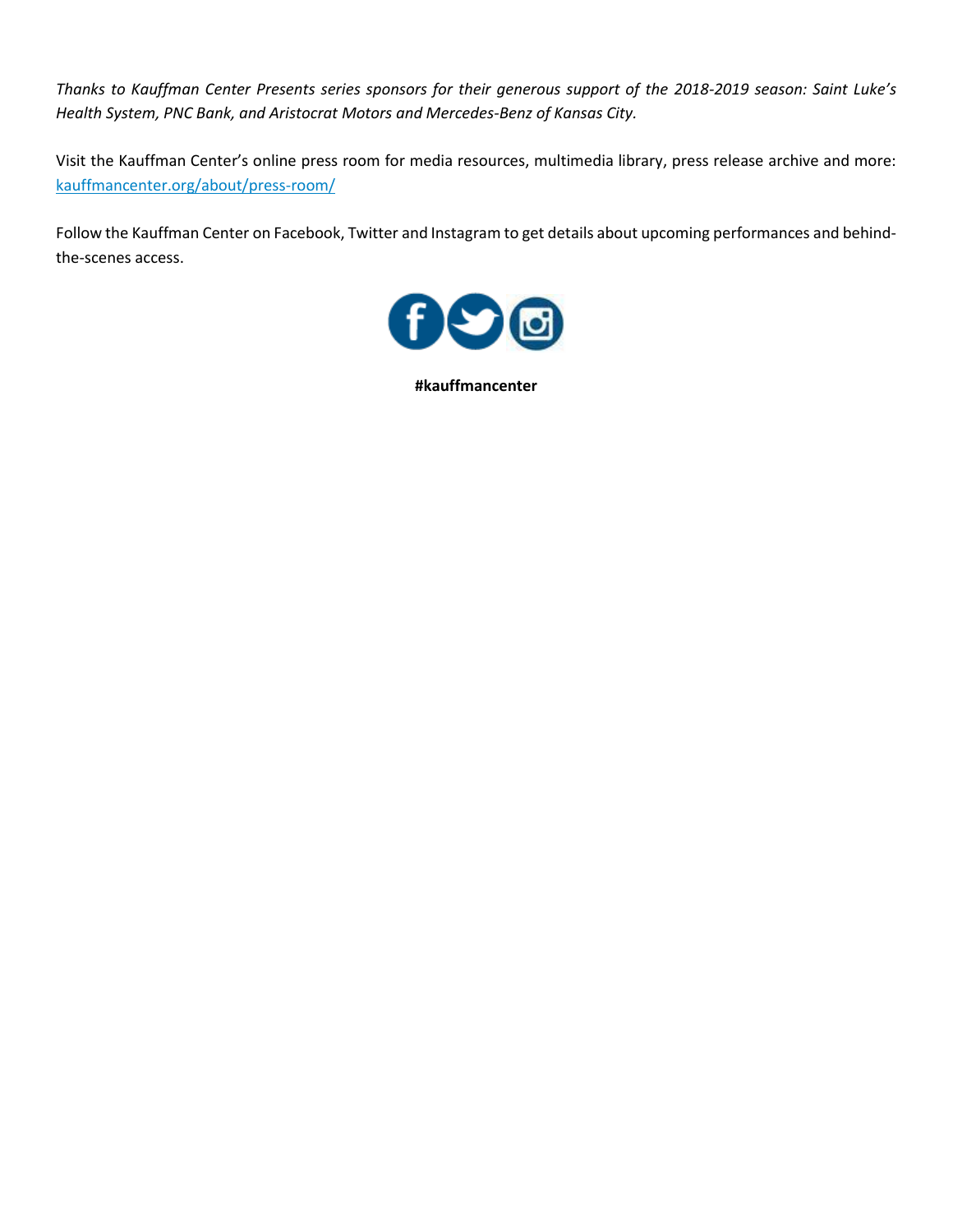*Thanks to Kauffman Center Presents series sponsors for their generous support of the 2018-2019 season: Saint Luke's Health System, PNC Bank, and Aristocrat Motors and Mercedes-Benz of Kansas City.*

Visit the Kauffman Center's online press room for media resources, multimedia library, press release archive and more: [kauffmancenter.org/about/press-room/](kauffmancenter.org/about/press-room/)

Follow the Kauffman Center on Facebook, Twitter and Instagram to get details about upcoming performances and behind-the-scenes access.

**#kauffmancenter**